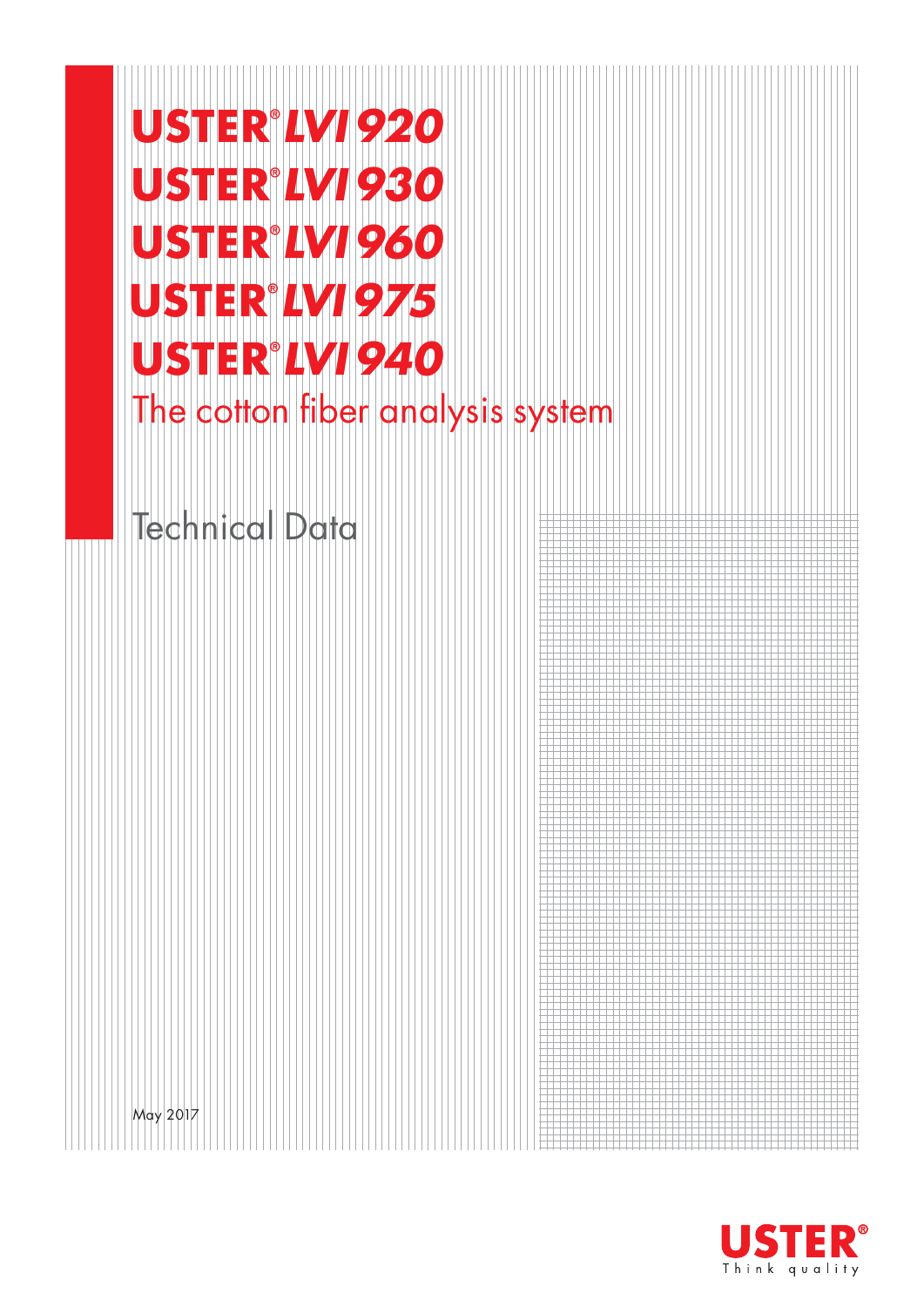# USTER® LVI 920
# USTER® LVI 930
# USTER® LVI 960
# USTER® LVI 975
# USTER® LVI 940

## The cotton fiber analysis system

Technical Data

May 2017

USTER®

Think quality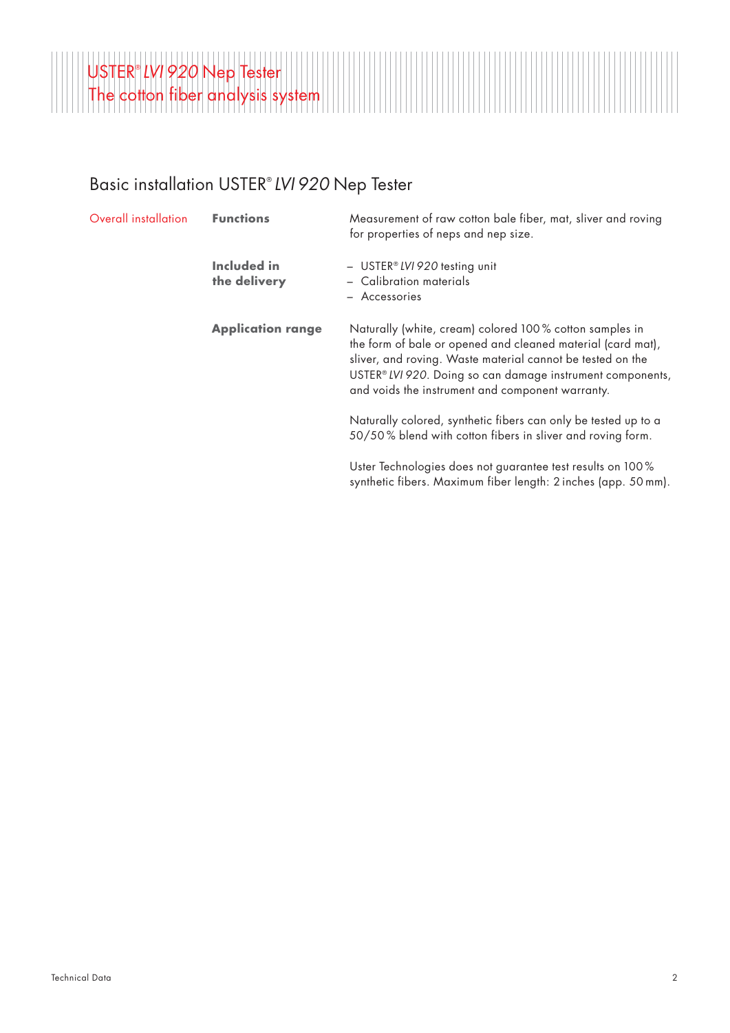## Basic installation USTER® *LVI 920* Nep Tester

| Overall installation | | |
|---|---|---|
| | **Functions** | Measurement of raw cotton bale fiber, mat, sliver and roving for properties of neps and nep size. |
| | **Included in the delivery** | – USTER® *LVI 920* testing unit<br>– Calibration materials<br>– Accessories |
| | **Application range** | Naturally (white, cream) colored 100 % cotton samples in the form of bale or opened and cleaned material (card mat), sliver, and roving. Waste material cannot be tested on the USTER® *LVI 920*. Doing so can damage instrument components, and voids the instrument and component warranty.<br><br>Naturally colored, synthetic fibers can only be tested up to a 50/50 % blend with cotton fibers in sliver and roving form.<br><br>Uster Technologies does not guarantee test results on 100 % synthetic fibers. Maximum fiber length: 2 inches (app. 50 mm). |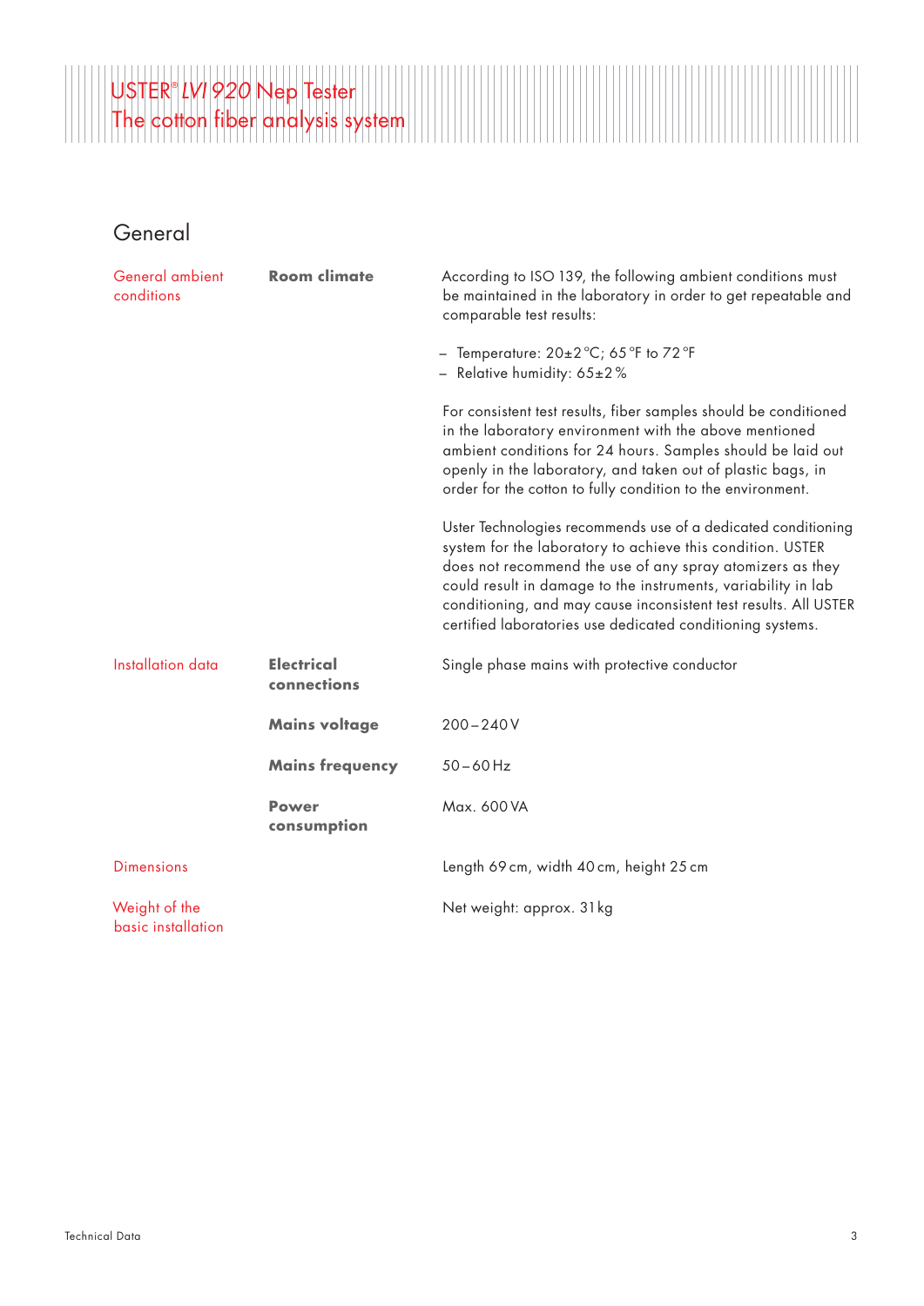## General

| | | |
|---|---|---|
| General ambient conditions | **Room climate** | According to ISO 139, the following ambient conditions must be maintained in the laboratory in order to get repeatable and comparable test results:<br><br>– Temperature: 20±2 °C; 65 °F to 72 °F<br>– Relative humidity: 65±2 %<br><br>For consistent test results, fiber samples should be conditioned in the laboratory environment with the above mentioned ambient conditions for 24 hours. Samples should be laid out openly in the laboratory, and taken out of plastic bags, in order for the cotton to fully condition to the environment.<br><br>Uster Technologies recommends use of a dedicated conditioning system for the laboratory to achieve this condition. USTER does not recommend the use of any spray atomizers as they could result in damage to the instruments, variability in lab conditioning, and may cause inconsistent test results. All USTER certified laboratories use dedicated conditioning systems. |
| Installation data | **Electrical connections** | Single phase mains with protective conductor |
| | **Mains voltage** | 200 – 240 V |
| | **Mains frequency** | 50 – 60 Hz |
| | **Power consumption** | Max. 600 VA |
| Dimensions | | Length 69 cm, width 40 cm, height 25 cm |
| Weight of the basic installation | | Net weight: approx. 31 kg |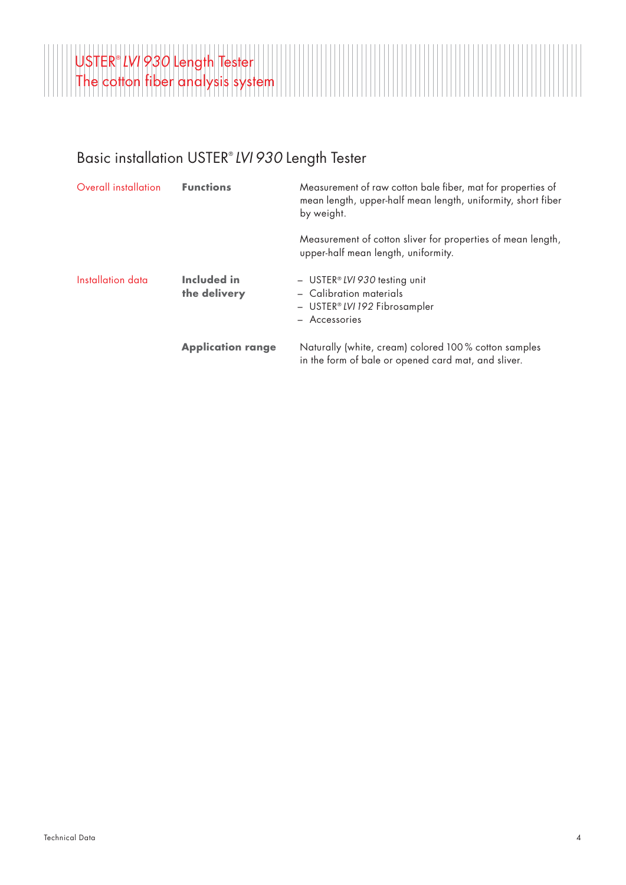## Basic installation USTER® *LVI 930* Length Tester

| | | |
|---|---|---|
| Overall installation | **Functions** | Measurement of raw cotton bale fiber, mat for properties of mean length, upper-half mean length, uniformity, short fiber by weight.<br><br>Measurement of cotton sliver for properties of mean length, upper-half mean length, uniformity. |
| Installation data | **Included in the delivery** | – USTER® *LVI 930* testing unit<br>– Calibration materials<br>– USTER® *LVI 192* Fibrosampler<br>– Accessories |
| | **Application range** | Naturally (white, cream) colored 100% cotton samples in the form of bale or opened card mat, and sliver. |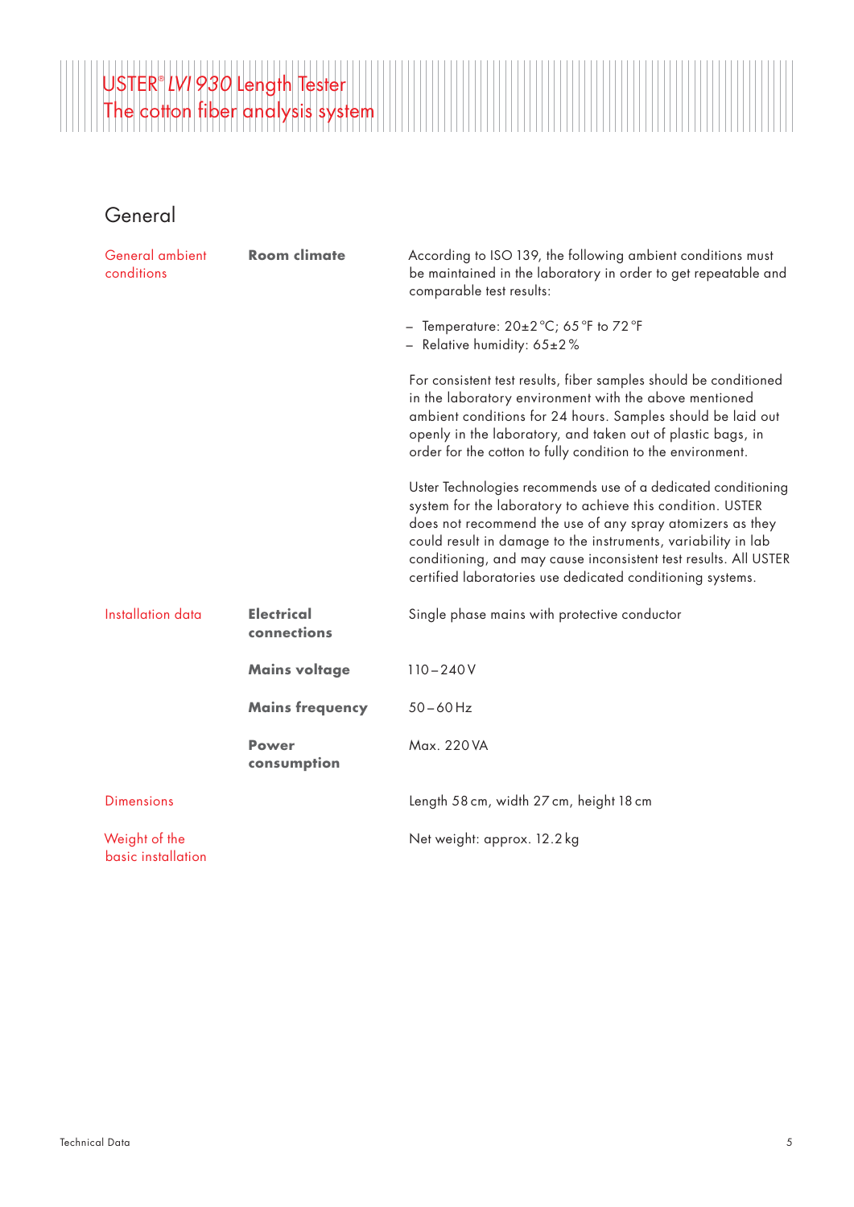## General

| | | |
|---|---|---|
| General ambient conditions | **Room climate** | According to ISO 139, the following ambient conditions must be maintained in the laboratory in order to get repeatable and comparable test results:<br>– Temperature: 20±2 °C; 65 °F to 72 °F<br>– Relative humidity: 65±2 %<br><br>For consistent test results, fiber samples should be conditioned in the laboratory environment with the above mentioned ambient conditions for 24 hours. Samples should be laid out openly in the laboratory, and taken out of plastic bags, in order for the cotton to fully condition to the environment.<br><br>Uster Technologies recommends use of a dedicated conditioning system for the laboratory to achieve this condition. USTER does not recommend the use of any spray atomizers as they could result in damage to the instruments, variability in lab conditioning, and may cause inconsistent test results. All USTER certified laboratories use dedicated conditioning systems. |
| Installation data | **Electrical connections** | Single phase mains with protective conductor |
| | **Mains voltage** | 110 – 240 V |
| | **Mains frequency** | 50 – 60 Hz |
| | **Power consumption** | Max. 220 VA |
| Dimensions | | Length 58 cm, width 27 cm, height 18 cm |
| Weight of the basic installation | | Net weight: approx. 12.2 kg |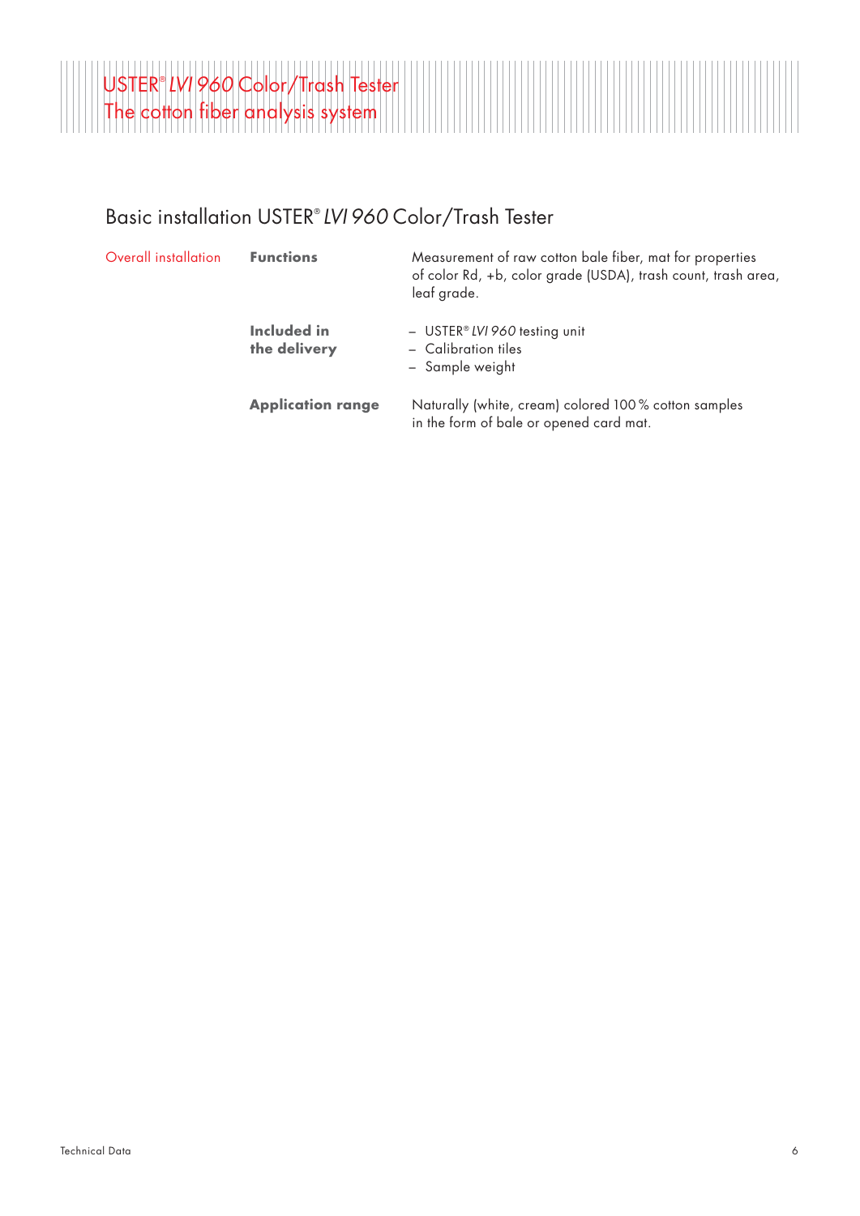## Basic installation USTER® *LVI 960* Color/Trash Tester

| Overall installation | | |
|---|---|---|
| | **Functions** | Measurement of raw cotton bale fiber, mat for properties of color Rd, +b, color grade (USDA), trash count, trash area, leaf grade. |
| | **Included in the delivery** | – USTER® *LVI 960* testing unit<br>– Calibration tiles<br>– Sample weight |
| | **Application range** | Naturally (white, cream) colored 100 % cotton samples in the form of bale or opened card mat. |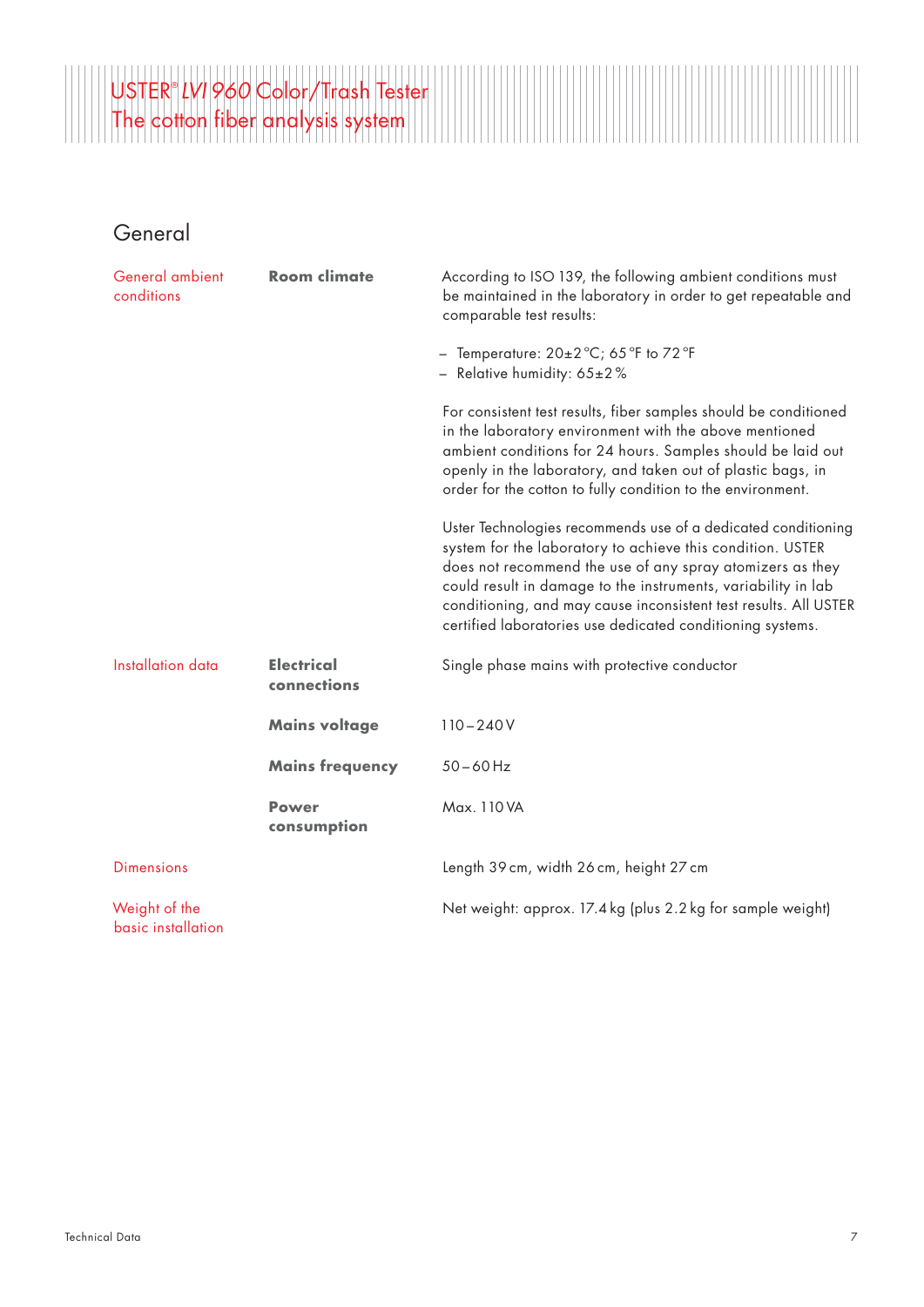## General

| | | |
|---|---|---|
| General ambient conditions | **Room climate** | According to ISO 139, the following ambient conditions must be maintained in the laboratory in order to get repeatable and comparable test results:<br><br>– Temperature: 20±2 °C; 65 °F to 72 °F<br>– Relative humidity: 65±2 %<br><br>For consistent test results, fiber samples should be conditioned in the laboratory environment with the above mentioned ambient conditions for 24 hours. Samples should be laid out openly in the laboratory, and taken out of plastic bags, in order for the cotton to fully condition to the environment.<br><br>Uster Technologies recommends use of a dedicated conditioning system for the laboratory to achieve this condition. USTER does not recommend the use of any spray atomizers as they could result in damage to the instruments, variability in lab conditioning, and may cause inconsistent test results. All USTER certified laboratories use dedicated conditioning systems. |
| Installation data | **Electrical connections** | Single phase mains with protective conductor |
| | **Mains voltage** | 110 – 240 V |
| | **Mains frequency** | 50 – 60 Hz |
| | **Power consumption** | Max. 110 VA |
| Dimensions | | Length 39 cm, width 26 cm, height 27 cm |
| Weight of the basic installation | | Net weight: approx. 17.4 kg (plus 2.2 kg for sample weight) |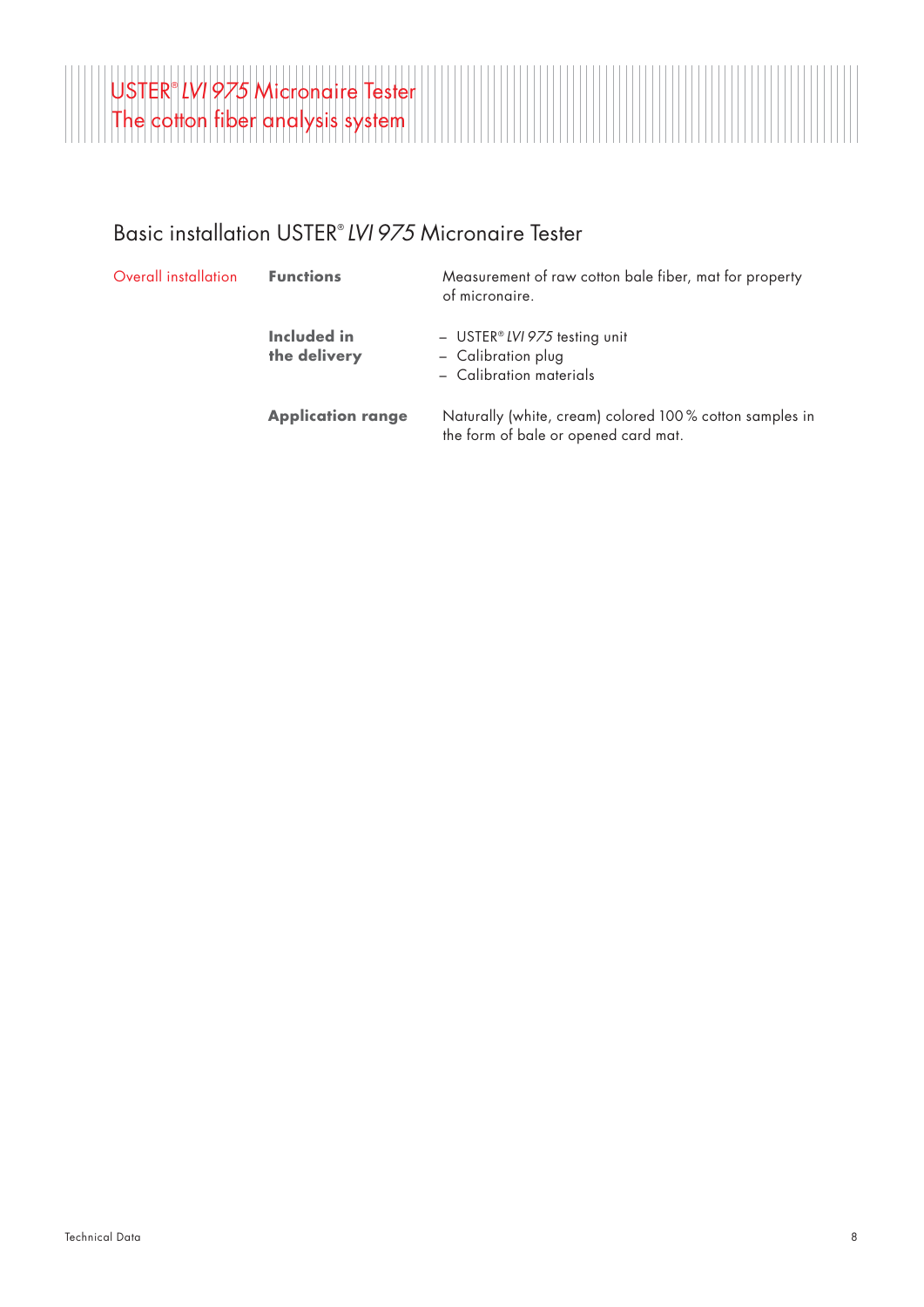## Basic installation USTER® *LVI 975* Micronaire Tester

| Overall installation | | |
|---|---|---|
| | **Functions** | Measurement of raw cotton bale fiber, mat for property of micronaire. |
| | **Included in the delivery** | – USTER® *LVI 975* testing unit<br>– Calibration plug<br>– Calibration materials |
| | **Application range** | Naturally (white, cream) colored 100 % cotton samples in the form of bale or opened card mat. |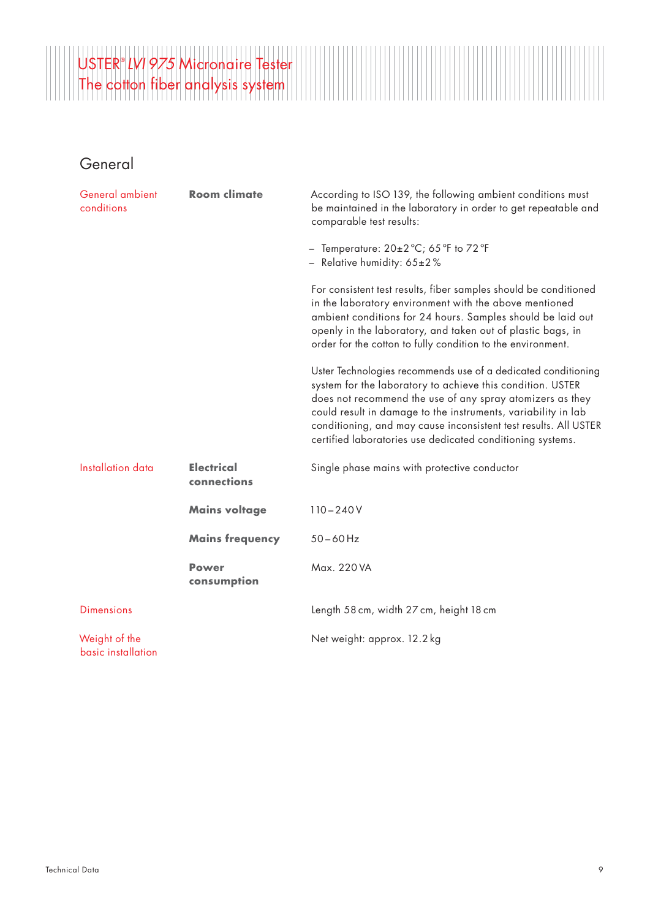## General

| | | |
|---|---|---|
| General ambient conditions | **Room climate** | According to ISO 139, the following ambient conditions must be maintained in the laboratory in order to get repeatable and comparable test results:<br><br>– Temperature: 20±2 °C; 65 °F to 72 °F<br>– Relative humidity: 65±2 %<br><br>For consistent test results, fiber samples should be conditioned in the laboratory environment with the above mentioned ambient conditions for 24 hours. Samples should be laid out openly in the laboratory, and taken out of plastic bags, in order for the cotton to fully condition to the environment.<br><br>Uster Technologies recommends use of a dedicated conditioning system for the laboratory to achieve this condition. USTER does not recommend the use of any spray atomizers as they could result in damage to the instruments, variability in lab conditioning, and may cause inconsistent test results. All USTER certified laboratories use dedicated conditioning systems. |
| Installation data | **Electrical connections** | Single phase mains with protective conductor |
| | **Mains voltage** | 110 – 240 V |
| | **Mains frequency** | 50 – 60 Hz |
| | **Power consumption** | Max. 220 VA |
| Dimensions | | Length 58 cm, width 27 cm, height 18 cm |
| Weight of the basic installation | | Net weight: approx. 12.2 kg |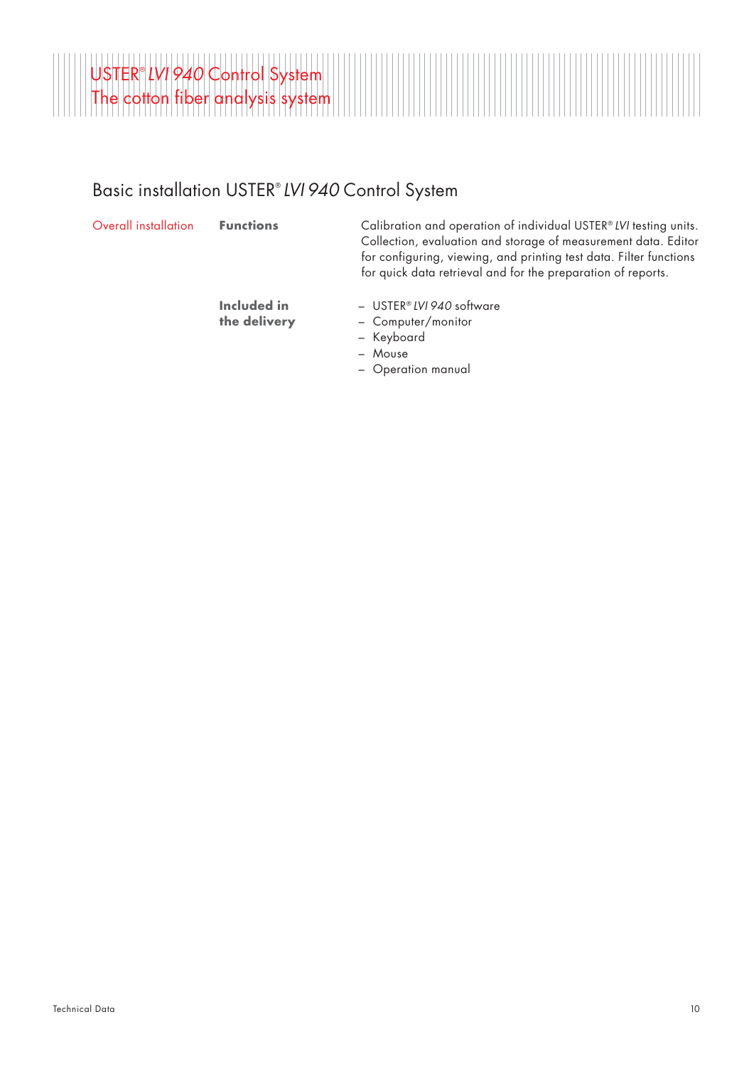## Basic installation USTER® *LVI 940* Control System

| Overall installation | **Functions** | Calibration and operation of individual USTER® *LVI* testing units. Collection, evaluation and storage of measurement data. Editor for configuring, viewing, and printing test data. Filter functions for quick data retrieval and for the preparation of reports. |
|---|---|---|
| | **Included in the delivery** | – USTER® *LVI 940* software<br>– Computer/monitor<br>– Keyboard<br>– Mouse<br>– Operation manual |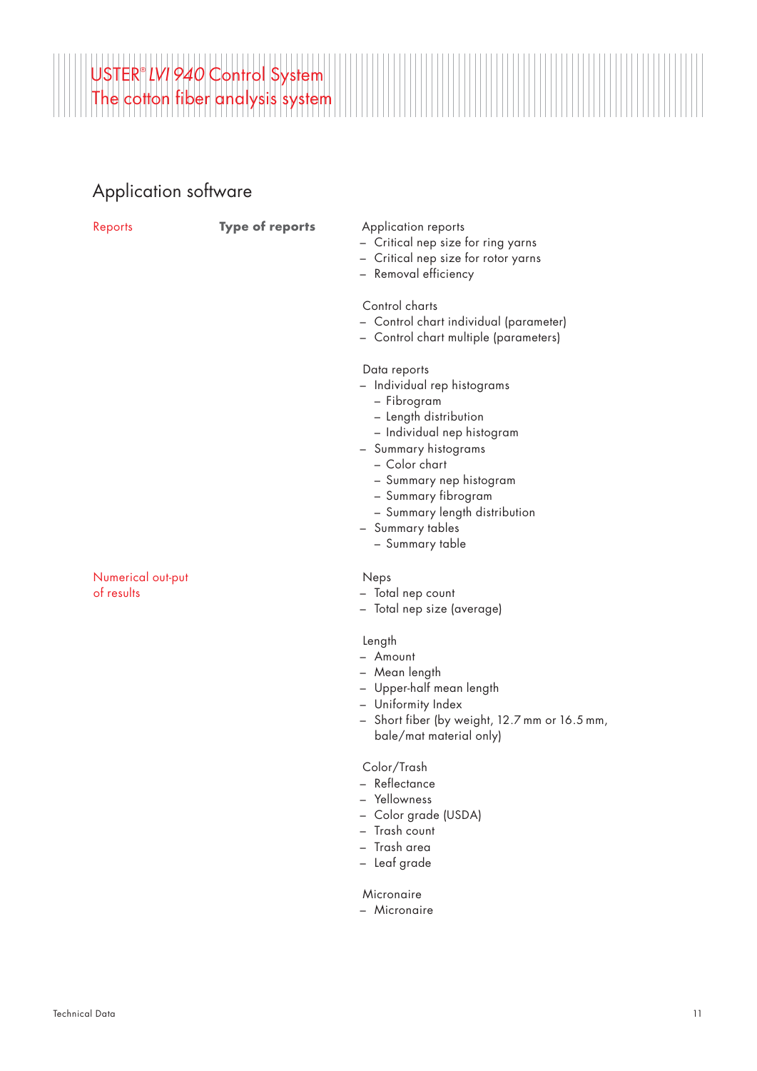## Application software

**Reports** — **Type of reports**

Application reports
- Critical nep size for ring yarns
- Critical nep size for rotor yarns
- Removal efficiency

Control charts
- Control chart individual (parameter)
- Control chart multiple (parameters)

Data reports
- Individual rep histograms
  - Fibrogram
  - Length distribution
  - Individual nep histogram
- Summary histograms
  - Color chart
  - Summary nep histogram
  - Summary fibrogram
  - Summary length distribution
- Summary tables
  - Summary table

**Numerical out-put of results**

Neps
- Total nep count
- Total nep size (average)

Length
- Amount
- Mean length
- Upper-half mean length
- Uniformity Index
- Short fiber (by weight, 12.7 mm or 16.5 mm, bale/mat material only)

Color/Trash
- Reflectance
- Yellowness
- Color grade (USDA)
- Trash count
- Trash area
- Leaf grade

Micronaire
- Micronaire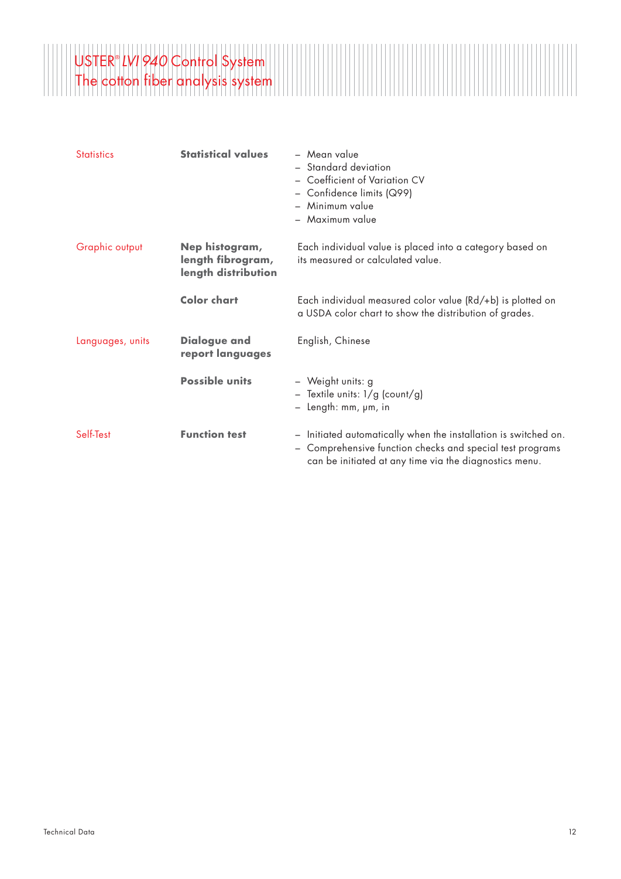| | | |
|---|---|---|
| Statistics | **Statistical values** | – Mean value<br>– Standard deviation<br>– Coefficient of Variation CV<br>– Confidence limits (Q99)<br>– Minimum value<br>– Maximum value |
| Graphic output | **Nep histogram, length fibrogram, length distribution** | Each individual value is placed into a category based on its measured or calculated value. |
| | **Color chart** | Each individual measured color value (Rd/+b) is plotted on a USDA color chart to show the distribution of grades. |
| Languages, units | **Dialogue and report languages** | English, Chinese |
| | **Possible units** | – Weight units: g<br>– Textile units: 1/g (count/g)<br>– Length: mm, μm, in |
| Self-Test | **Function test** | – Initiated automatically when the installation is switched on.<br>– Comprehensive function checks and special test programs can be initiated at any time via the diagnostics menu. |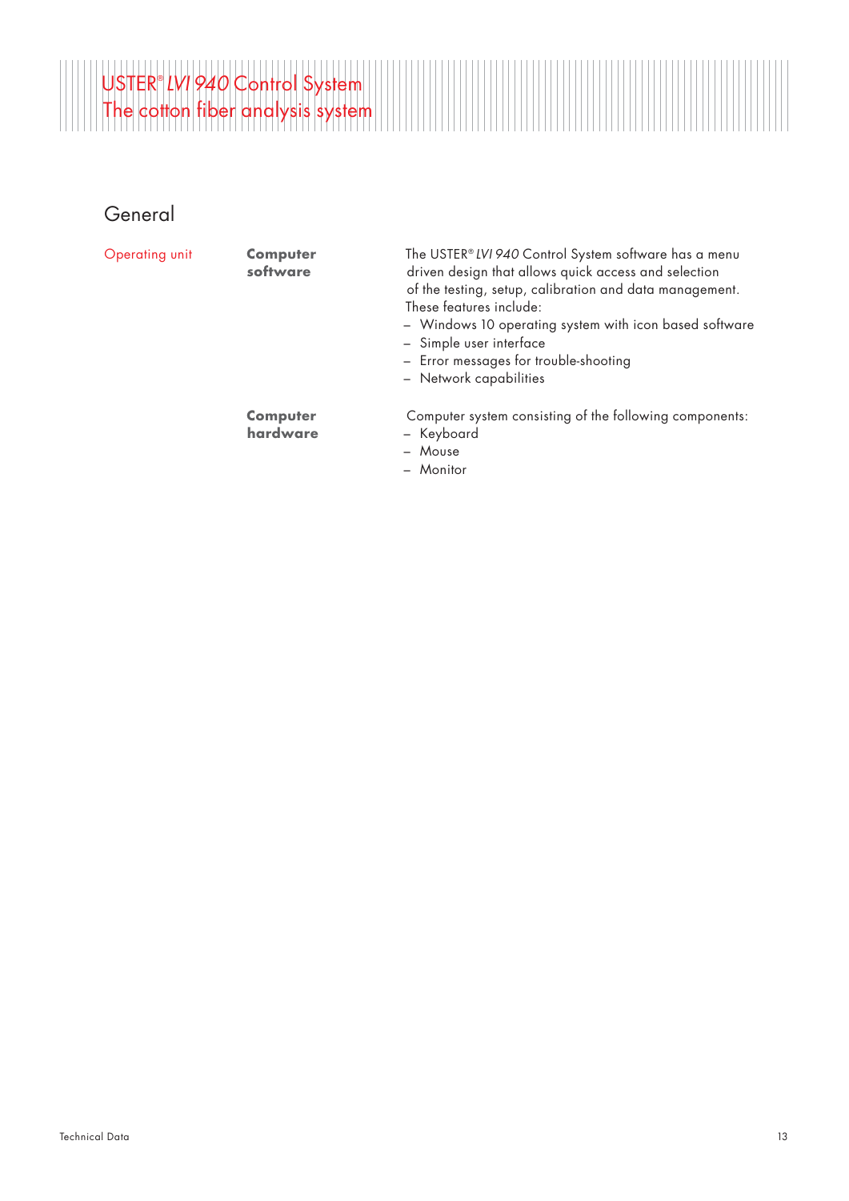## General

**Operating unit**

**Computer software**

The USTER® *LVI 940* Control System software has a menu driven design that allows quick access and selection of the testing, setup, calibration and data management. These features include:

- Windows 10 operating system with icon based software
- Simple user interface
- Error messages for trouble-shooting
- Network capabilities

**Computer hardware**

Computer system consisting of the following components:

- Keyboard
- Mouse
- Monitor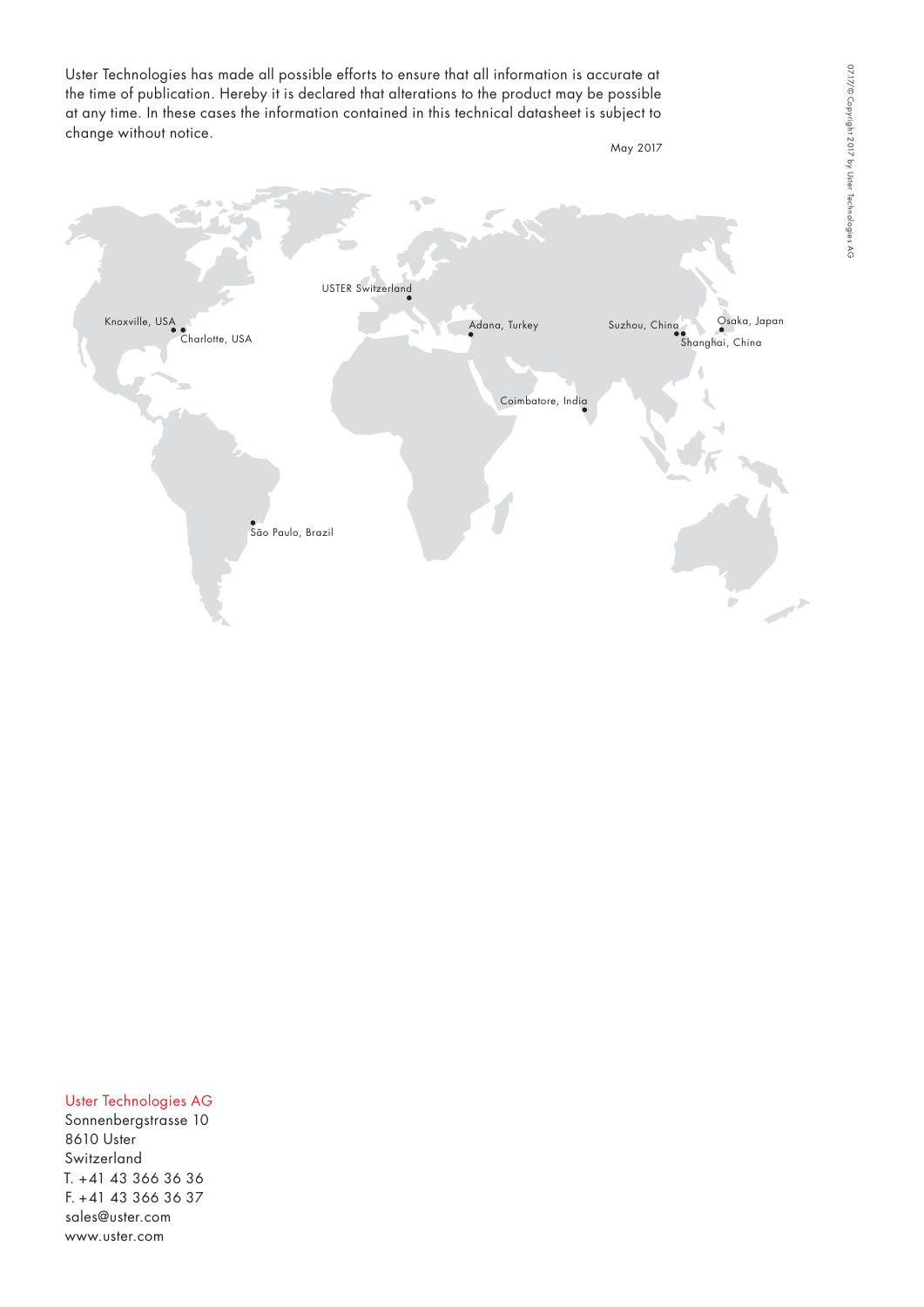Uster Technologies has made all possible efforts to ensure that all information is accurate at the time of publication. Hereby it is declared that alterations to the product may be possible at any time. In these cases the information contained in this technical datasheet is subject to change without notice.

May 2017

USTER Switzerland
Knoxville, USA
Charlotte, USA
Adana, Turkey
Suzhou, China
Osaka, Japan
Shanghai, China
Coimbatore, India
São Paulo, Brazil

Uster Technologies AG
Sonnenbergstrasse 10
8610 Uster
Switzerland
T. +41 43 366 36 36
F. +41 43 366 36 37
sales@uster.com
www.uster.com

0717/© Copyright 2017 by Uster Technologies AG